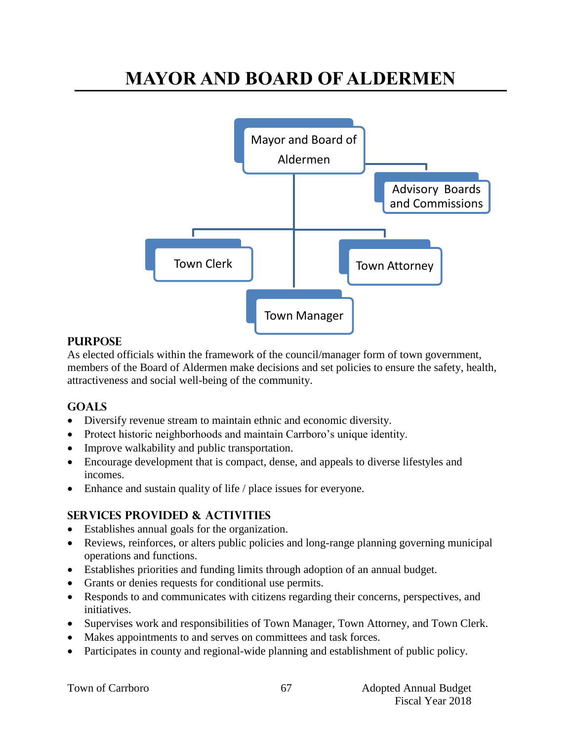# MAYOR AND BOARD OF ALDERMEN

Mayor and Board of Aldermen

Advisory Boards and Commissions

Town Clerk

Town Attorney

Town Manager

## PURPOSE

As elected officials within the framework of the council/manager form of town government, members of the Board of Aldermen make decisions and set policies to ensure the safety, health, attractiveness and social well-being of the community.

## GOALS

- Diversify revenue stream to maintain ethnic and economic diversity.
- Protect historic neighborhoods and maintain Carrboro's unique identity.
- Improve walkability and public transportation.
- Encourage development that is compact, dense, and appeals to diverse lifestyles and incomes.
- Enhance and sustain quality of life / place issues for everyone.

## SERVICES PROVIDED & ACTIVITIES

- Establishes annual goals for the organization.
- Reviews, reinforces, or alters public policies and long-range planning governing municipal operations and functions.
- Establishes priorities and funding limits through adoption of an annual budget.
- Grants or denies requests for conditional use permits.
- Responds to and communicates with citizens regarding their concerns, perspectives, and initiatives.
- Supervises work and responsibilities of Town Manager, Town Attorney, and Town Clerk.
- Makes appointments to and serves on committees and task forces.
- Participates in county and regional-wide planning and establishment of public policy.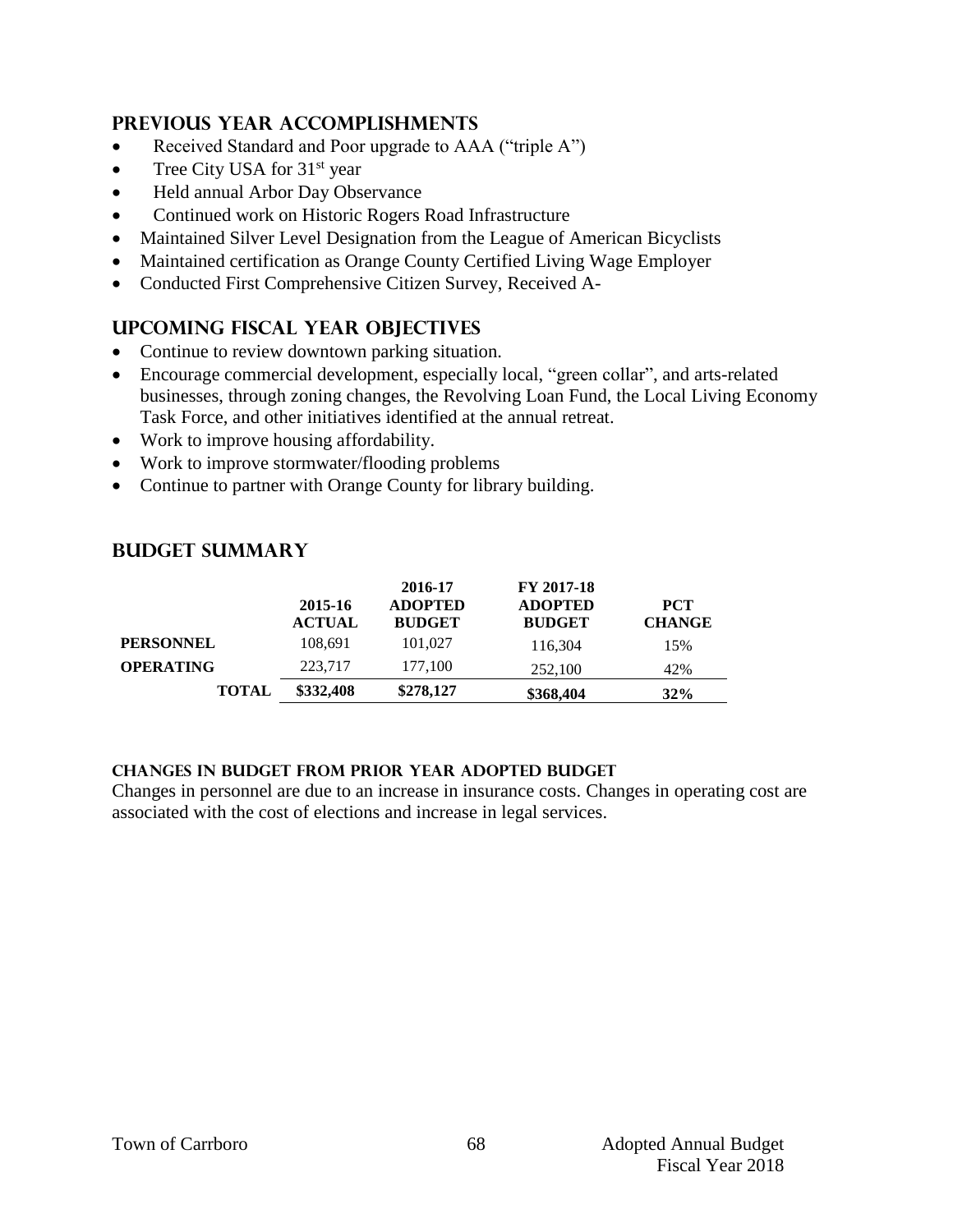## PREVIOUS YEAR ACCOMPLISHMENTS

- Received Standard and Poor upgrade to AAA ("triple A")
- Tree City USA for 31st year
- Held annual Arbor Day Observance
- Continued work on Historic Rogers Road Infrastructure
- Maintained Silver Level Designation from the League of American Bicyclists
- Maintained certification as Orange County Certified Living Wage Employer
- Conducted First Comprehensive Citizen Survey, Received A-

## UPCOMING FISCAL YEAR OBJECTIVES

- Continue to review downtown parking situation.
- Encourage commercial development, especially local, "green collar", and arts-related businesses, through zoning changes, the Revolving Loan Fund, the Local Living Economy Task Force, and other initiatives identified at the annual retreat.
- Work to improve housing affordability.
- Work to improve stormwater/flooding problems
- Continue to partner with Orange County for library building.

## BUDGET SUMMARY

| | 2015-16 ACTUAL | 2016-17 ADOPTED BUDGET | FY 2017-18 ADOPTED BUDGET | PCT CHANGE |
|---|---|---|---|---|
| **PERSONNEL** | 108,691 | 101,027 | 116,304 | 15% |
| **OPERATING** | 223,717 | 177,100 | 252,100 | 42% |
| **TOTAL** | **$332,408** | **$278,127** | **$368,404** | **32%** |

### CHANGES IN BUDGET FROM PRIOR YEAR ADOPTED BUDGET

Changes in personnel are due to an increase in insurance costs. Changes in operating cost are associated with the cost of elections and increase in legal services.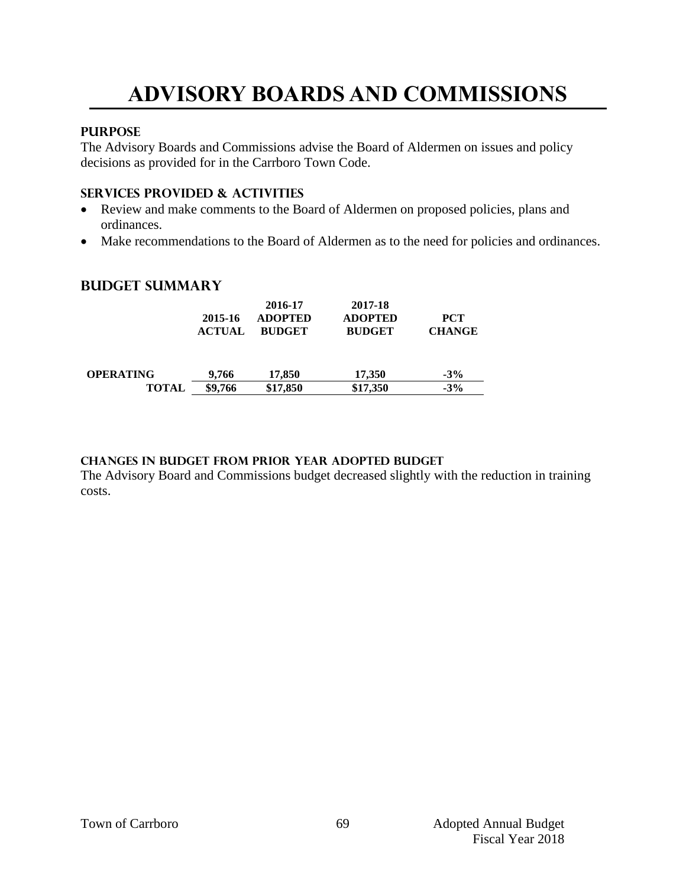# ADVISORY BOARDS AND COMMISSIONS

### PURPOSE

The Advisory Boards and Commissions advise the Board of Aldermen on issues and policy decisions as provided for in the Carrboro Town Code.

### SERVICES PROVIDED & ACTIVITIES

- Review and make comments to the Board of Aldermen on proposed policies, plans and ordinances.
- Make recommendations to the Board of Aldermen as to the need for policies and ordinances.

## BUDGET SUMMARY

| | 2015-16 ACTUAL | 2016-17 ADOPTED BUDGET | 2017-18 ADOPTED BUDGET | PCT CHANGE |
|---|---|---|---|---|
| **OPERATING** | **9,766** | **17,850** | **17,350** | **-3%** |
| **TOTAL** | **$9,766** | **$17,850** | **$17,350** | **-3%** |

### CHANGES IN BUDGET FROM PRIOR YEAR ADOPTED BUDGET

The Advisory Board and Commissions budget decreased slightly with the reduction in training costs.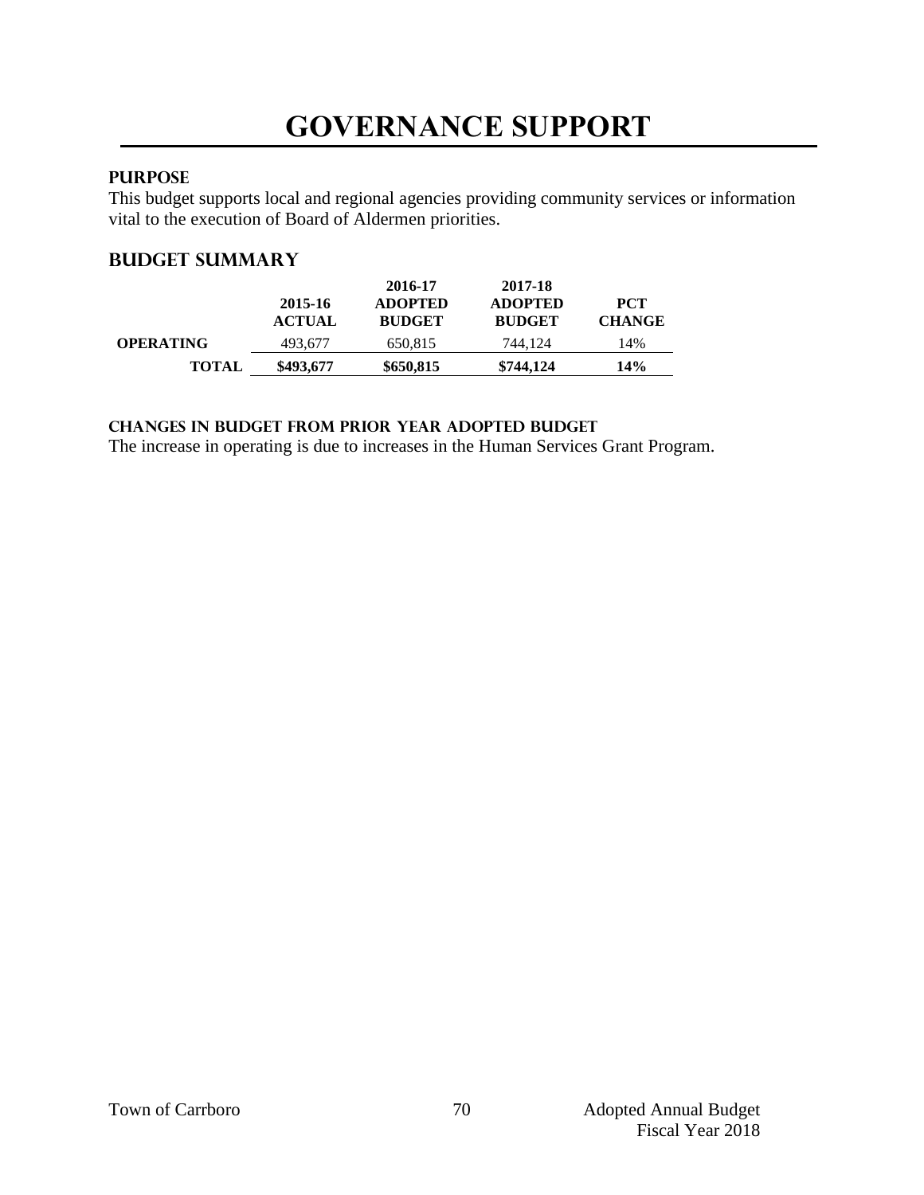# GOVERNANCE SUPPORT

## PURPOSE

This budget supports local and regional agencies providing community services or information vital to the execution of Board of Aldermen priorities.

## BUDGET SUMMARY

| | 2015-16 ACTUAL | 2016-17 ADOPTED BUDGET | 2017-18 ADOPTED BUDGET | PCT CHANGE |
|---|---|---|---|---|
| **OPERATING** | 493,677 | 650,815 | 744,124 | 14% |
| **TOTAL** | **$493,677** | **$650,815** | **$744,124** | **14%** |

### CHANGES IN BUDGET FROM PRIOR YEAR ADOPTED BUDGET

The increase in operating is due to increases in the Human Services Grant Program.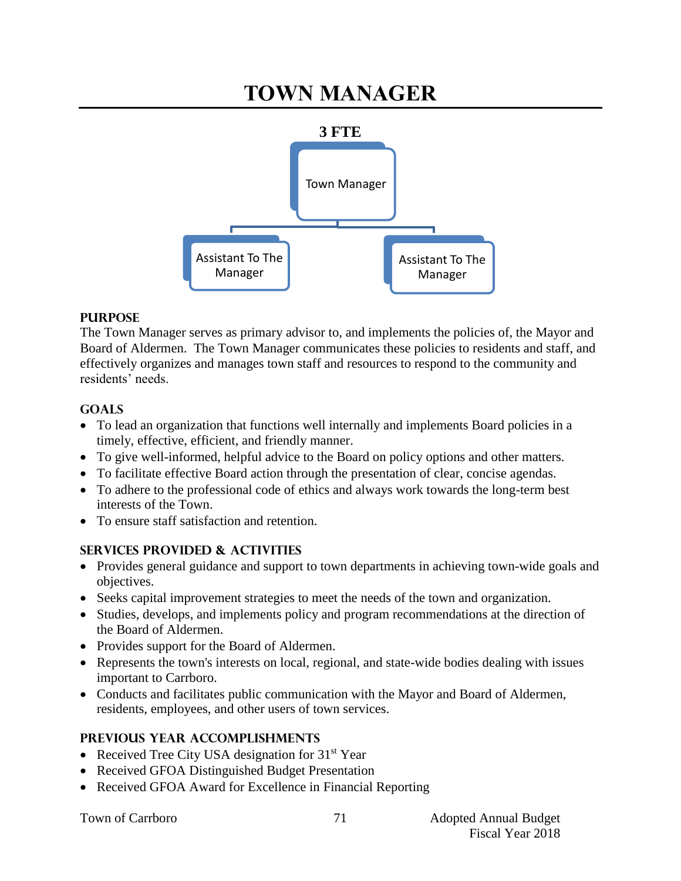# TOWN MANAGER

**3 FTE**

- Town Manager
  - Assistant To The Manager
  - Assistant To The Manager

### PURPOSE

The Town Manager serves as primary advisor to, and implements the policies of, the Mayor and Board of Aldermen. The Town Manager communicates these policies to residents and staff, and effectively organizes and manages town staff and resources to respond to the community and residents' needs.

### GOALS

- To lead an organization that functions well internally and implements Board policies in a timely, effective, efficient, and friendly manner.
- To give well-informed, helpful advice to the Board on policy options and other matters.
- To facilitate effective Board action through the presentation of clear, concise agendas.
- To adhere to the professional code of ethics and always work towards the long-term best interests of the Town.
- To ensure staff satisfaction and retention.

### SERVICES PROVIDED & ACTIVITIES

- Provides general guidance and support to town departments in achieving town-wide goals and objectives.
- Seeks capital improvement strategies to meet the needs of the town and organization.
- Studies, develops, and implements policy and program recommendations at the direction of the Board of Aldermen.
- Provides support for the Board of Aldermen.
- Represents the town's interests on local, regional, and state-wide bodies dealing with issues important to Carrboro.
- Conducts and facilitates public communication with the Mayor and Board of Aldermen, residents, employees, and other users of town services.

### PREVIOUS YEAR ACCOMPLISHMENTS

- Received Tree City USA designation for 31st Year
- Received GFOA Distinguished Budget Presentation
- Received GFOA Award for Excellence in Financial Reporting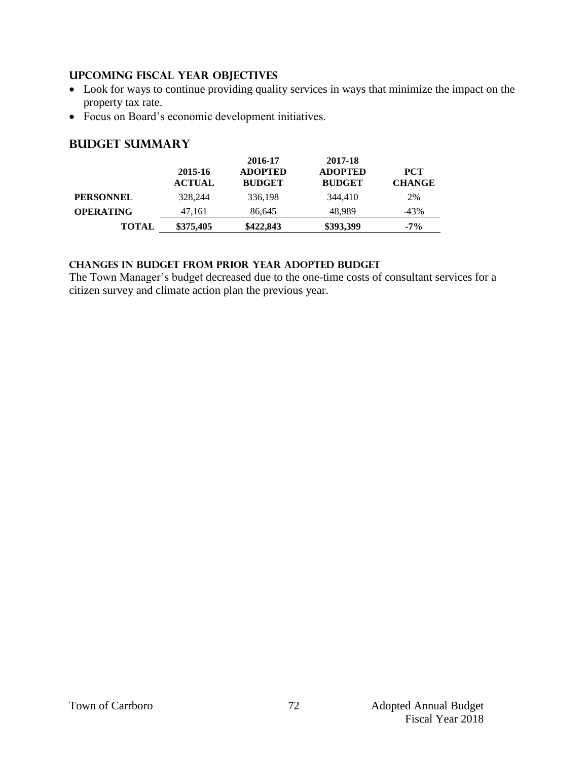## UPCOMING FISCAL YEAR OBJECTIVES

- Look for ways to continue providing quality services in ways that minimize the impact on the property tax rate.
- Focus on Board's economic development initiatives.

## BUDGET SUMMARY

| | 2015-16 ACTUAL | 2016-17 ADOPTED BUDGET | 2017-18 ADOPTED BUDGET | PCT CHANGE |
|---|---|---|---|---|
| **PERSONNEL** | 328,244 | 336,198 | 344,410 | 2% |
| **OPERATING** | 47,161 | 86,645 | 48,989 | -43% |
| **TOTAL** | **\$375,405** | **\$422,843** | **\$393,399** | **-7%** |

### CHANGES IN BUDGET FROM PRIOR YEAR ADOPTED BUDGET

The Town Manager's budget decreased due to the one-time costs of consultant services for a citizen survey and climate action plan the previous year.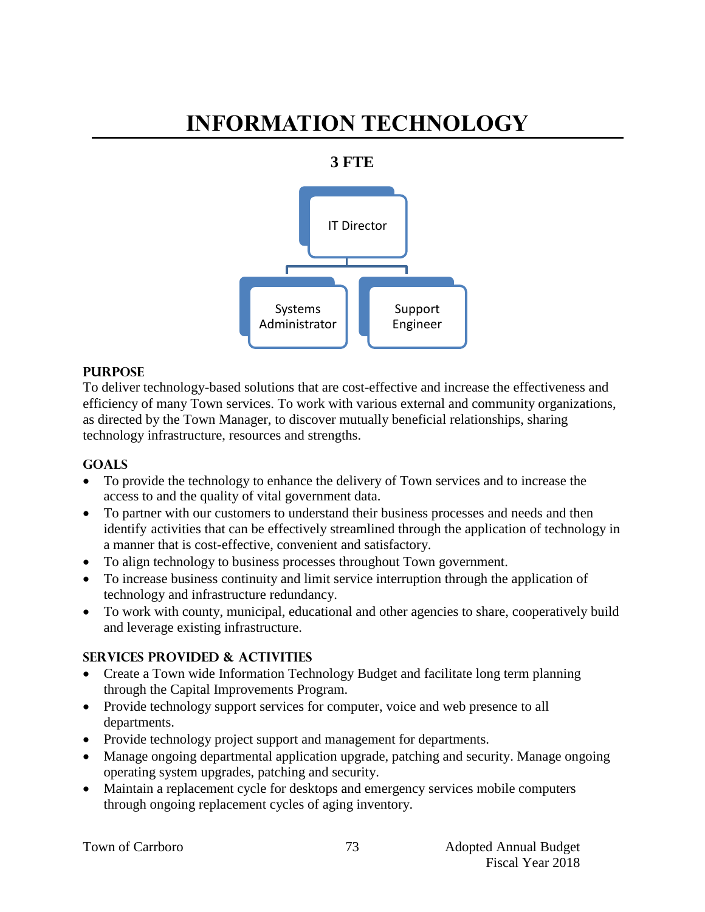# INFORMATION TECHNOLOGY

**3 FTE**

IT Director

Systems Administrator | Support Engineer

## PURPOSE

To deliver technology-based solutions that are cost-effective and increase the effectiveness and efficiency of many Town services. To work with various external and community organizations, as directed by the Town Manager, to discover mutually beneficial relationships, sharing technology infrastructure, resources and strengths.

## GOALS

- To provide the technology to enhance the delivery of Town services and to increase the access to and the quality of vital government data.
- To partner with our customers to understand their business processes and needs and then identify activities that can be effectively streamlined through the application of technology in a manner that is cost-effective, convenient and satisfactory.
- To align technology to business processes throughout Town government.
- To increase business continuity and limit service interruption through the application of technology and infrastructure redundancy.
- To work with county, municipal, educational and other agencies to share, cooperatively build and leverage existing infrastructure.

## SERVICES PROVIDED & ACTIVITIES

- Create a Town wide Information Technology Budget and facilitate long term planning through the Capital Improvements Program.
- Provide technology support services for computer, voice and web presence to all departments.
- Provide technology project support and management for departments.
- Manage ongoing departmental application upgrade, patching and security. Manage ongoing operating system upgrades, patching and security.
- Maintain a replacement cycle for desktops and emergency services mobile computers through ongoing replacement cycles of aging inventory.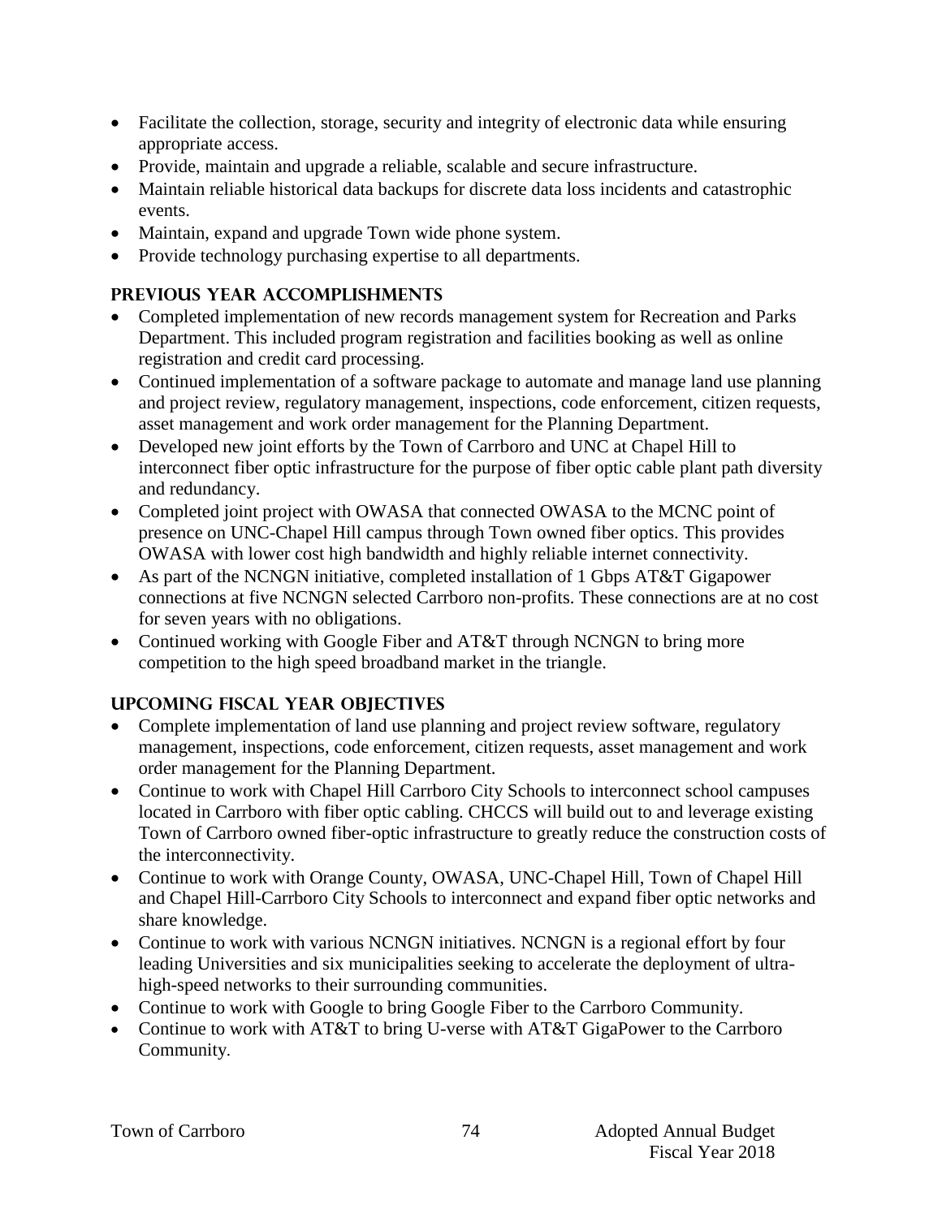- Facilitate the collection, storage, security and integrity of electronic data while ensuring appropriate access.
- Provide, maintain and upgrade a reliable, scalable and secure infrastructure.
- Maintain reliable historical data backups for discrete data loss incidents and catastrophic events.
- Maintain, expand and upgrade Town wide phone system.
- Provide technology purchasing expertise to all departments.

## PREVIOUS YEAR ACCOMPLISHMENTS

- Completed implementation of new records management system for Recreation and Parks Department. This included program registration and facilities booking as well as online registration and credit card processing.
- Continued implementation of a software package to automate and manage land use planning and project review, regulatory management, inspections, code enforcement, citizen requests, asset management and work order management for the Planning Department.
- Developed new joint efforts by the Town of Carrboro and UNC at Chapel Hill to interconnect fiber optic infrastructure for the purpose of fiber optic cable plant path diversity and redundancy.
- Completed joint project with OWASA that connected OWASA to the MCNC point of presence on UNC-Chapel Hill campus through Town owned fiber optics. This provides OWASA with lower cost high bandwidth and highly reliable internet connectivity.
- As part of the NCNGN initiative, completed installation of 1 Gbps AT&T Gigapower connections at five NCNGN selected Carrboro non-profits. These connections are at no cost for seven years with no obligations.
- Continued working with Google Fiber and AT&T through NCNGN to bring more competition to the high speed broadband market in the triangle.

## UPCOMING FISCAL YEAR OBJECTIVES

- Complete implementation of land use planning and project review software, regulatory management, inspections, code enforcement, citizen requests, asset management and work order management for the Planning Department.
- Continue to work with Chapel Hill Carrboro City Schools to interconnect school campuses located in Carrboro with fiber optic cabling. CHCCS will build out to and leverage existing Town of Carrboro owned fiber-optic infrastructure to greatly reduce the construction costs of the interconnectivity.
- Continue to work with Orange County, OWASA, UNC-Chapel Hill, Town of Chapel Hill and Chapel Hill-Carrboro City Schools to interconnect and expand fiber optic networks and share knowledge.
- Continue to work with various NCNGN initiatives. NCNGN is a regional effort by four leading Universities and six municipalities seeking to accelerate the deployment of ultra-high-speed networks to their surrounding communities.
- Continue to work with Google to bring Google Fiber to the Carrboro Community.
- Continue to work with AT&T to bring U-verse with AT&T GigaPower to the Carrboro Community.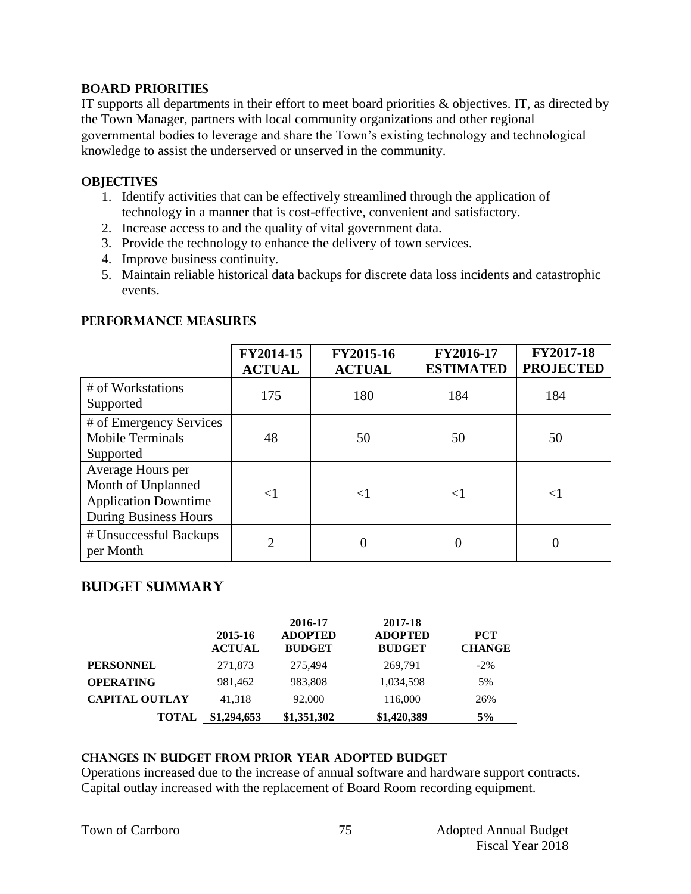## BOARD PRIORITIES

IT supports all departments in their effort to meet board priorities & objectives. IT, as directed by the Town Manager, partners with local community organizations and other regional governmental bodies to leverage and share the Town's existing technology and technological knowledge to assist the underserved or unserved in the community.

## OBJECTIVES

1. Identify activities that can be effectively streamlined through the application of technology in a manner that is cost-effective, convenient and satisfactory.
2. Increase access to and the quality of vital government data.
3. Provide the technology to enhance the delivery of town services.
4. Improve business continuity.
5. Maintain reliable historical data backups for discrete data loss incidents and catastrophic events.

## PERFORMANCE MEASURES

| | FY2014-15 ACTUAL | FY2015-16 ACTUAL | FY2016-17 ESTIMATED | FY2017-18 PROJECTED |
|---|---|---|---|---|
| # of Workstations Supported | 175 | 180 | 184 | 184 |
| # of Emergency Services Mobile Terminals Supported | 48 | 50 | 50 | 50 |
| Average Hours per Month of Unplanned Application Downtime During Business Hours | <1 | <1 | <1 | <1 |
| # Unsuccessful Backups per Month | 2 | 0 | 0 | 0 |

## BUDGET SUMMARY

| | 2015-16 ACTUAL | 2016-17 ADOPTED BUDGET | 2017-18 ADOPTED BUDGET | PCT CHANGE |
|---|---|---|---|---|
| **PERSONNEL** | 271,873 | 275,494 | 269,791 | -2% |
| **OPERATING** | 981,462 | 983,808 | 1,034,598 | 5% |
| **CAPITAL OUTLAY** | 41,318 | 92,000 | 116,000 | 26% |
| **TOTAL** | **$1,294,653** | **$1,351,302** | **$1,420,389** | **5%** |

### CHANGES IN BUDGET FROM PRIOR YEAR ADOPTED BUDGET

Operations increased due to the increase of annual software and hardware support contracts. Capital outlay increased with the replacement of Board Room recording equipment.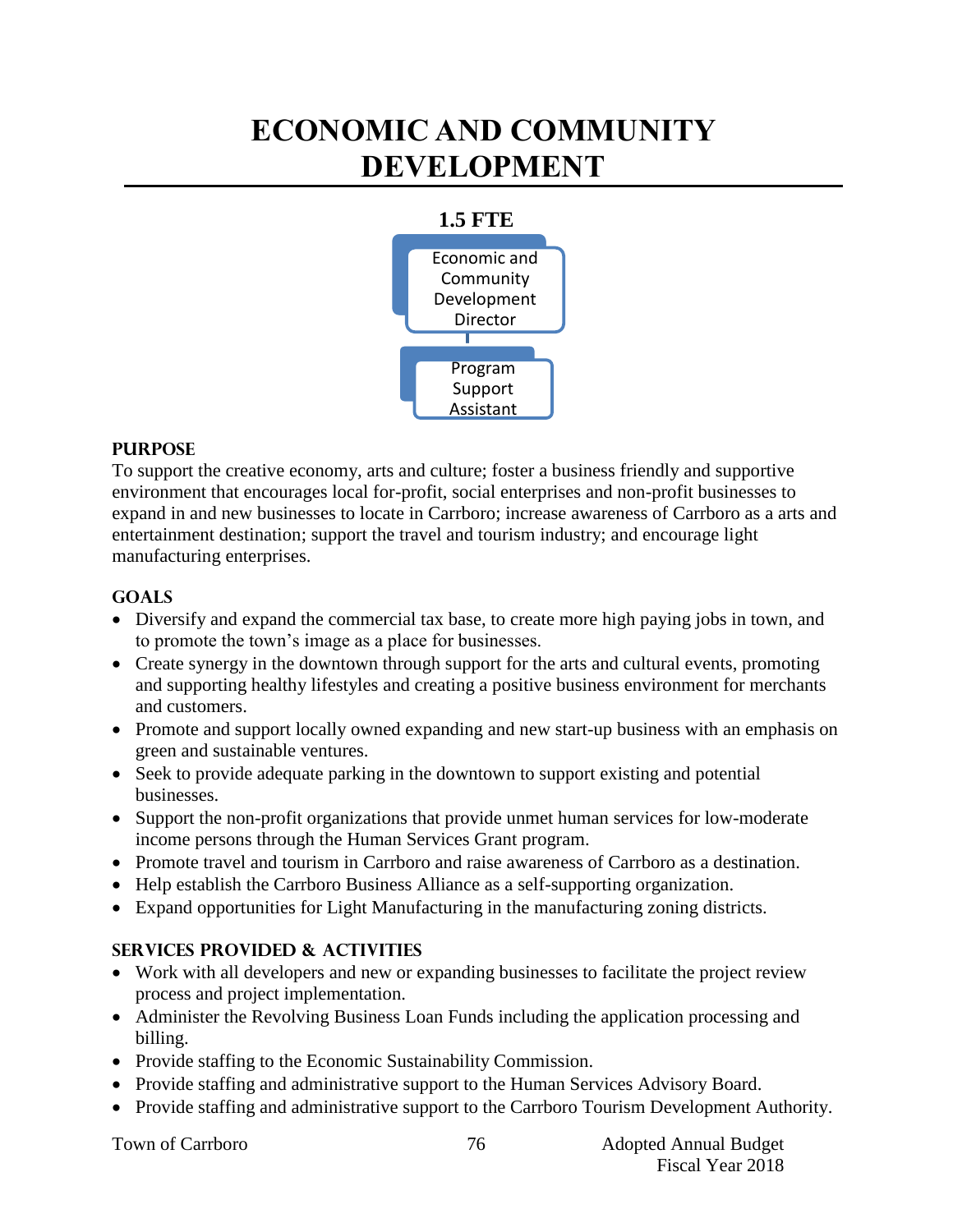# ECONOMIC AND COMMUNITY DEVELOPMENT

**1.5 FTE**

Economic and Community Development Director

Program Support Assistant

## PURPOSE

To support the creative economy, arts and culture; foster a business friendly and supportive environment that encourages local for-profit, social enterprises and non-profit businesses to expand in and new businesses to locate in Carrboro; increase awareness of Carrboro as a arts and entertainment destination; support the travel and tourism industry; and encourage light manufacturing enterprises.

## GOALS

- Diversify and expand the commercial tax base, to create more high paying jobs in town, and to promote the town's image as a place for businesses.
- Create synergy in the downtown through support for the arts and cultural events, promoting and supporting healthy lifestyles and creating a positive business environment for merchants and customers.
- Promote and support locally owned expanding and new start-up business with an emphasis on green and sustainable ventures.
- Seek to provide adequate parking in the downtown to support existing and potential businesses.
- Support the non-profit organizations that provide unmet human services for low-moderate income persons through the Human Services Grant program.
- Promote travel and tourism in Carrboro and raise awareness of Carrboro as a destination.
- Help establish the Carrboro Business Alliance as a self-supporting organization.
- Expand opportunities for Light Manufacturing in the manufacturing zoning districts.

## SERVICES PROVIDED & ACTIVITIES

- Work with all developers and new or expanding businesses to facilitate the project review process and project implementation.
- Administer the Revolving Business Loan Funds including the application processing and billing.
- Provide staffing to the Economic Sustainability Commission.
- Provide staffing and administrative support to the Human Services Advisory Board.
- Provide staffing and administrative support to the Carrboro Tourism Development Authority.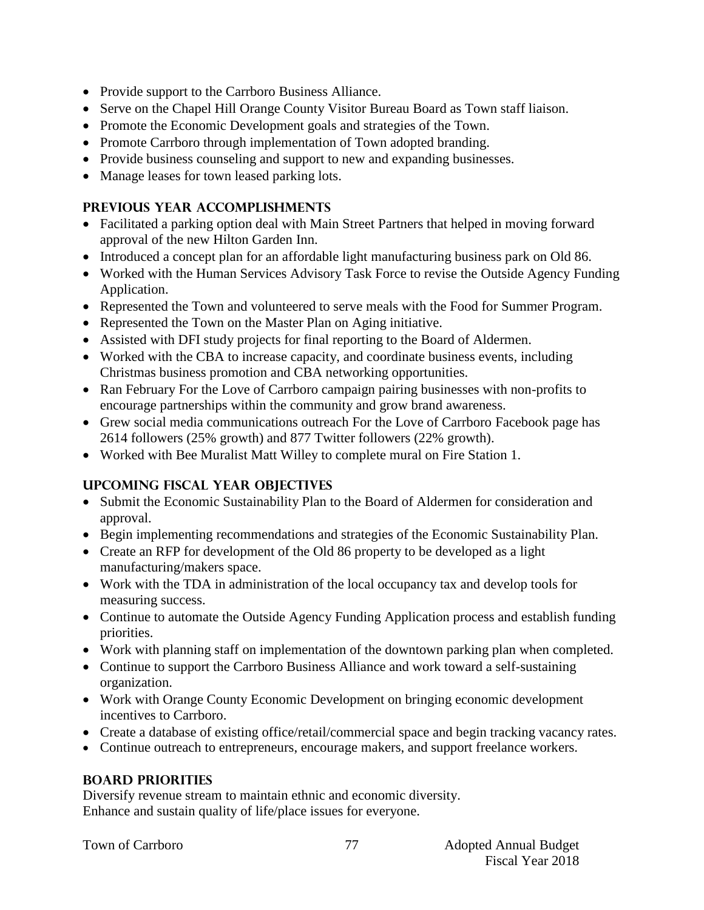- Provide support to the Carrboro Business Alliance.
- Serve on the Chapel Hill Orange County Visitor Bureau Board as Town staff liaison.
- Promote the Economic Development goals and strategies of the Town.
- Promote Carrboro through implementation of Town adopted branding.
- Provide business counseling and support to new and expanding businesses.
- Manage leases for town leased parking lots.

### PREVIOUS YEAR ACCOMPLISHMENTS

- Facilitated a parking option deal with Main Street Partners that helped in moving forward approval of the new Hilton Garden Inn.
- Introduced a concept plan for an affordable light manufacturing business park on Old 86.
- Worked with the Human Services Advisory Task Force to revise the Outside Agency Funding Application.
- Represented the Town and volunteered to serve meals with the Food for Summer Program.
- Represented the Town on the Master Plan on Aging initiative.
- Assisted with DFI study projects for final reporting to the Board of Aldermen.
- Worked with the CBA to increase capacity, and coordinate business events, including Christmas business promotion and CBA networking opportunities.
- Ran February For the Love of Carrboro campaign pairing businesses with non-profits to encourage partnerships within the community and grow brand awareness.
- Grew social media communications outreach For the Love of Carrboro Facebook page has 2614 followers (25% growth) and 877 Twitter followers (22% growth).
- Worked with Bee Muralist Matt Willey to complete mural on Fire Station 1.

### UPCOMING FISCAL YEAR OBJECTIVES

- Submit the Economic Sustainability Plan to the Board of Aldermen for consideration and approval.
- Begin implementing recommendations and strategies of the Economic Sustainability Plan.
- Create an RFP for development of the Old 86 property to be developed as a light manufacturing/makers space.
- Work with the TDA in administration of the local occupancy tax and develop tools for measuring success.
- Continue to automate the Outside Agency Funding Application process and establish funding priorities.
- Work with planning staff on implementation of the downtown parking plan when completed.
- Continue to support the Carrboro Business Alliance and work toward a self-sustaining organization.
- Work with Orange County Economic Development on bringing economic development incentives to Carrboro.
- Create a database of existing office/retail/commercial space and begin tracking vacancy rates.
- Continue outreach to entrepreneurs, encourage makers, and support freelance workers.

### BOARD PRIORITIES

Diversify revenue stream to maintain ethnic and economic diversity.
Enhance and sustain quality of life/place issues for everyone.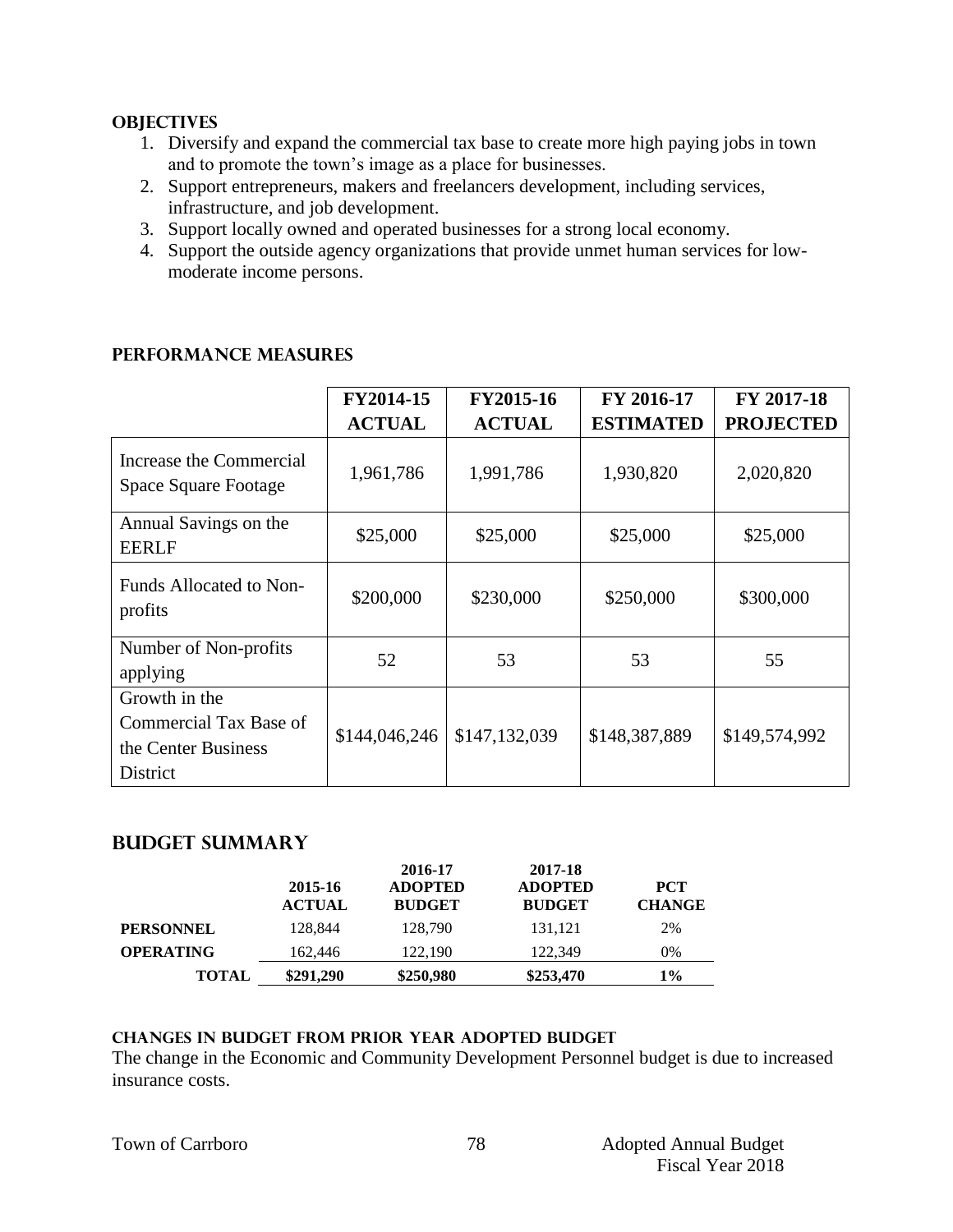## OBJECTIVES

1. Diversify and expand the commercial tax base to create more high paying jobs in town and to promote the town's image as a place for businesses.
2. Support entrepreneurs, makers and freelancers development, including services, infrastructure, and job development.
3. Support locally owned and operated businesses for a strong local economy.
4. Support the outside agency organizations that provide unmet human services for low-moderate income persons.

## PERFORMANCE MEASURES

| | FY2014-15 ACTUAL | FY2015-16 ACTUAL | FY 2016-17 ESTIMATED | FY 2017-18 PROJECTED |
|---|---|---|---|---|
| Increase the Commercial Space Square Footage | 1,961,786 | 1,991,786 | 1,930,820 | 2,020,820 |
| Annual Savings on the EERLF | $25,000 | $25,000 | $25,000 | $25,000 |
| Funds Allocated to Non-profits | $200,000 | $230,000 | $250,000 | $300,000 |
| Number of Non-profits applying | 52 | 53 | 53 | 55 |
| Growth in the Commercial Tax Base of the Center Business District | $144,046,246 | $147,132,039 | $148,387,889 | $149,574,992 |

## BUDGET SUMMARY

| | 2015-16 ACTUAL | 2016-17 ADOPTED BUDGET | 2017-18 ADOPTED BUDGET | PCT CHANGE |
|---|---|---|---|---|
| **PERSONNEL** | 128,844 | 128,790 | 131,121 | 2% |
| **OPERATING** | 162,446 | 122,190 | 122,349 | 0% |
| **TOTAL** | **$291,290** | **$250,980** | **$253,470** | **1%** |

### CHANGES IN BUDGET FROM PRIOR YEAR ADOPTED BUDGET

The change in the Economic and Community Development Personnel budget is due to increased insurance costs.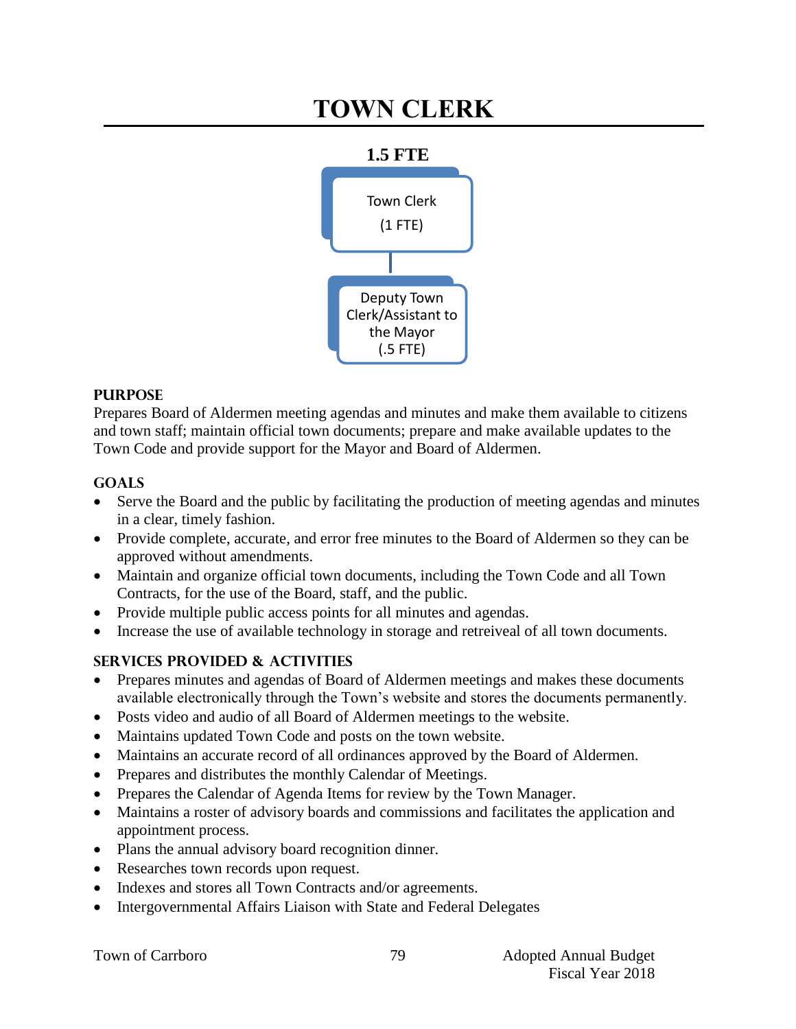# TOWN CLERK

**1.5 FTE**

Town Clerk (1 FTE)

Deputy Town Clerk/Assistant to the Mayor (.5 FTE)

### PURPOSE

Prepares Board of Aldermen meeting agendas and minutes and make them available to citizens and town staff; maintain official town documents; prepare and make available updates to the Town Code and provide support for the Mayor and Board of Aldermen.

### GOALS

- Serve the Board and the public by facilitating the production of meeting agendas and minutes in a clear, timely fashion.
- Provide complete, accurate, and error free minutes to the Board of Aldermen so they can be approved without amendments.
- Maintain and organize official town documents, including the Town Code and all Town Contracts, for the use of the Board, staff, and the public.
- Provide multiple public access points for all minutes and agendas.
- Increase the use of available technology in storage and retreiveal of all town documents.

### SERVICES PROVIDED & ACTIVITIES

- Prepares minutes and agendas of Board of Aldermen meetings and makes these documents available electronically through the Town's website and stores the documents permanently.
- Posts video and audio of all Board of Aldermen meetings to the website.
- Maintains updated Town Code and posts on the town website.
- Maintains an accurate record of all ordinances approved by the Board of Aldermen.
- Prepares and distributes the monthly Calendar of Meetings.
- Prepares the Calendar of Agenda Items for review by the Town Manager.
- Maintains a roster of advisory boards and commissions and facilitates the application and appointment process.
- Plans the annual advisory board recognition dinner.
- Researches town records upon request.
- Indexes and stores all Town Contracts and/or agreements.
- Intergovernmental Affairs Liaison with State and Federal Delegates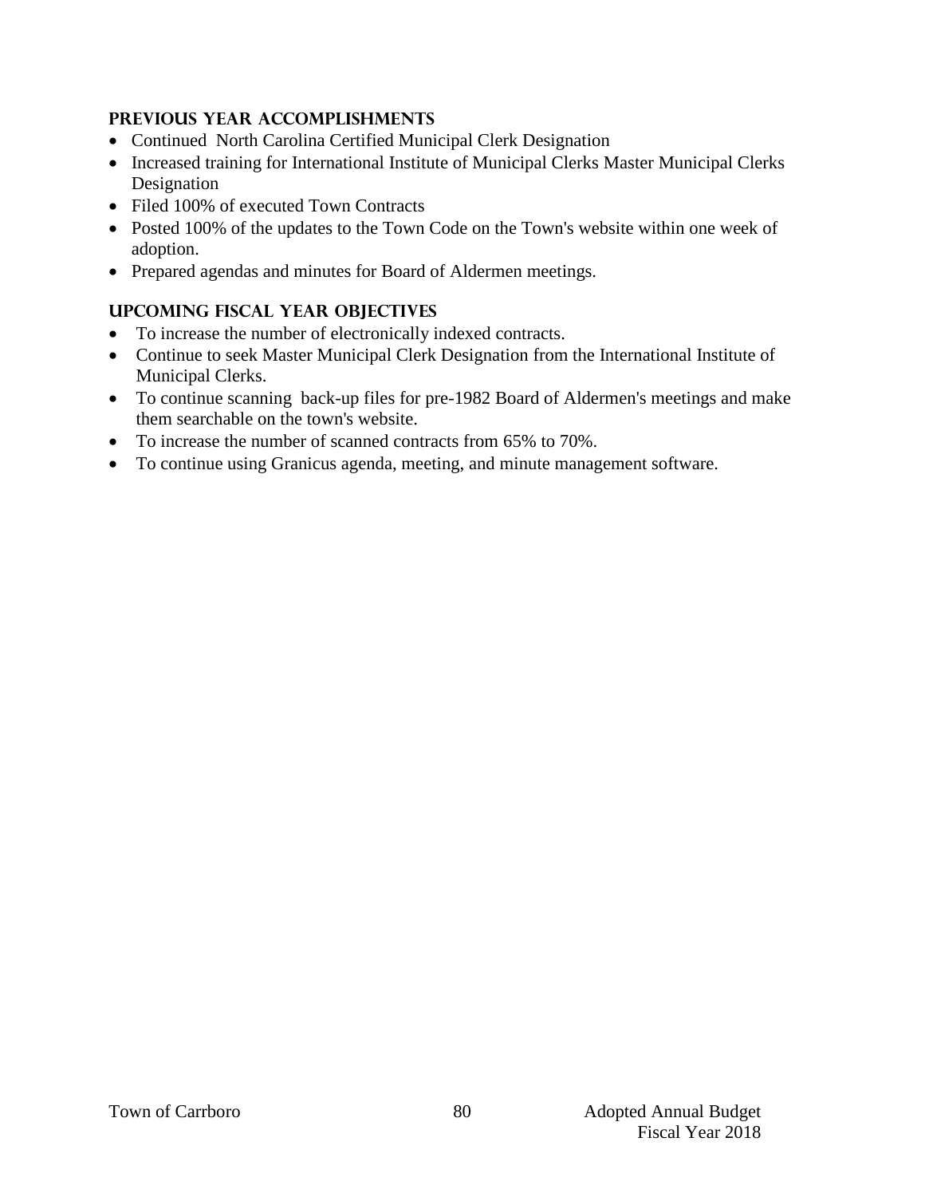## PREVIOUS YEAR ACCOMPLISHMENTS

- Continued North Carolina Certified Municipal Clerk Designation
- Increased training for International Institute of Municipal Clerks Master Municipal Clerks Designation
- Filed 100% of executed Town Contracts
- Posted 100% of the updates to the Town Code on the Town's website within one week of adoption.
- Prepared agendas and minutes for Board of Aldermen meetings.

## UPCOMING FISCAL YEAR OBJECTIVES

- To increase the number of electronically indexed contracts.
- Continue to seek Master Municipal Clerk Designation from the International Institute of Municipal Clerks.
- To continue scanning back-up files for pre-1982 Board of Aldermen's meetings and make them searchable on the town's website.
- To increase the number of scanned contracts from 65% to 70%.
- To continue using Granicus agenda, meeting, and minute management software.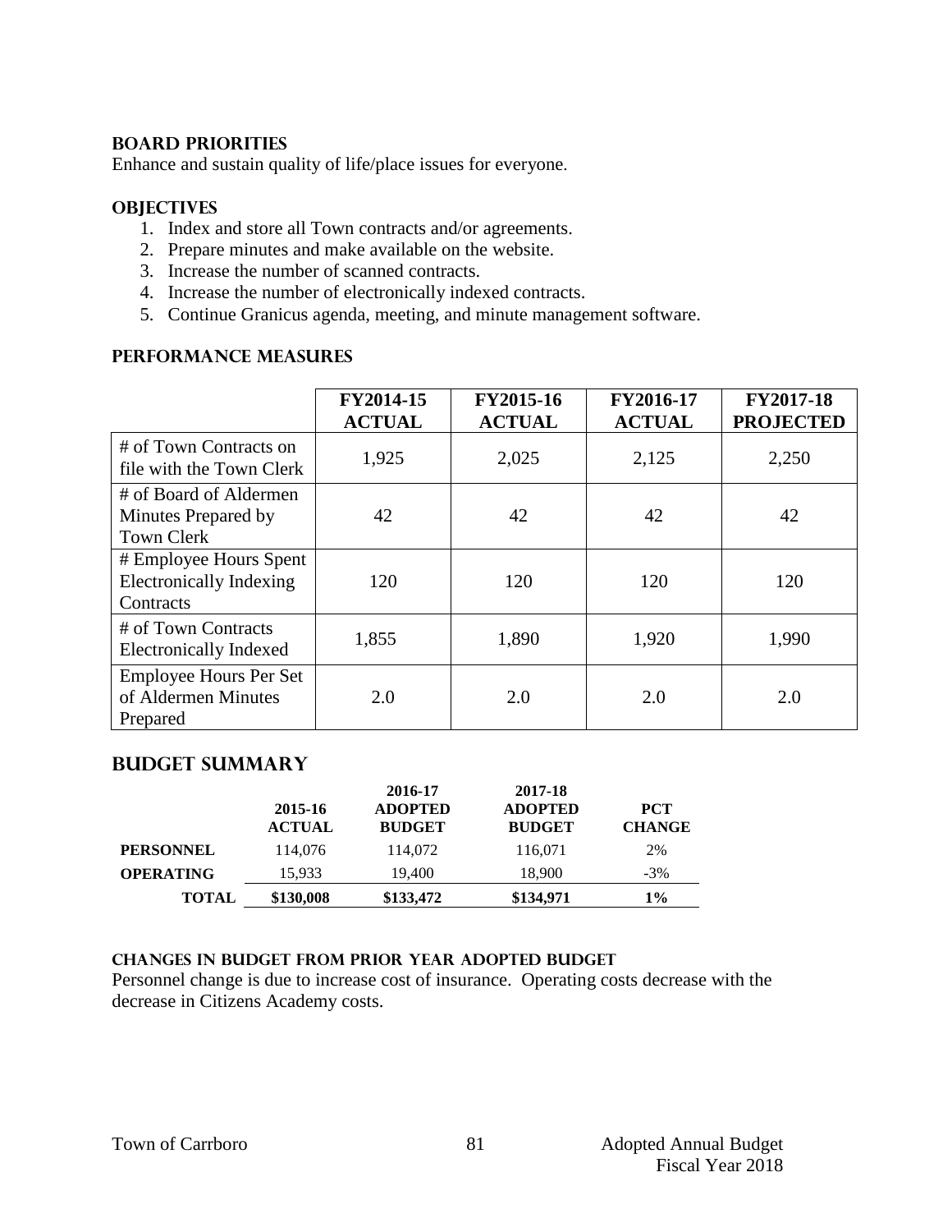### BOARD PRIORITIES

Enhance and sustain quality of life/place issues for everyone.

### OBJECTIVES

1. Index and store all Town contracts and/or agreements.
2. Prepare minutes and make available on the website.
3. Increase the number of scanned contracts.
4. Increase the number of electronically indexed contracts.
5. Continue Granicus agenda, meeting, and minute management software.

### PERFORMANCE MEASURES

| | FY2014-15 ACTUAL | FY2015-16 ACTUAL | FY2016-17 ACTUAL | FY2017-18 PROJECTED |
|---|---|---|---|---|
| # of Town Contracts on file with the Town Clerk | 1,925 | 2,025 | 2,125 | 2,250 |
| # of Board of Aldermen Minutes Prepared by Town Clerk | 42 | 42 | 42 | 42 |
| # Employee Hours Spent Electronically Indexing Contracts | 120 | 120 | 120 | 120 |
| # of Town Contracts Electronically Indexed | 1,855 | 1,890 | 1,920 | 1,990 |
| Employee Hours Per Set of Aldermen Minutes Prepared | 2.0 | 2.0 | 2.0 | 2.0 |

## BUDGET SUMMARY

| | 2015-16 ACTUAL | 2016-17 ADOPTED BUDGET | 2017-18 ADOPTED BUDGET | PCT CHANGE |
|---|---|---|---|---|
| **PERSONNEL** | 114,076 | 114,072 | 116,071 | 2% |
| **OPERATING** | 15,933 | 19,400 | 18,900 | -3% |
| **TOTAL** | **$130,008** | **$133,472** | **$134,971** | **1%** |

#### CHANGES IN BUDGET FROM PRIOR YEAR ADOPTED BUDGET

Personnel change is due to increase cost of insurance. Operating costs decrease with the decrease in Citizens Academy costs.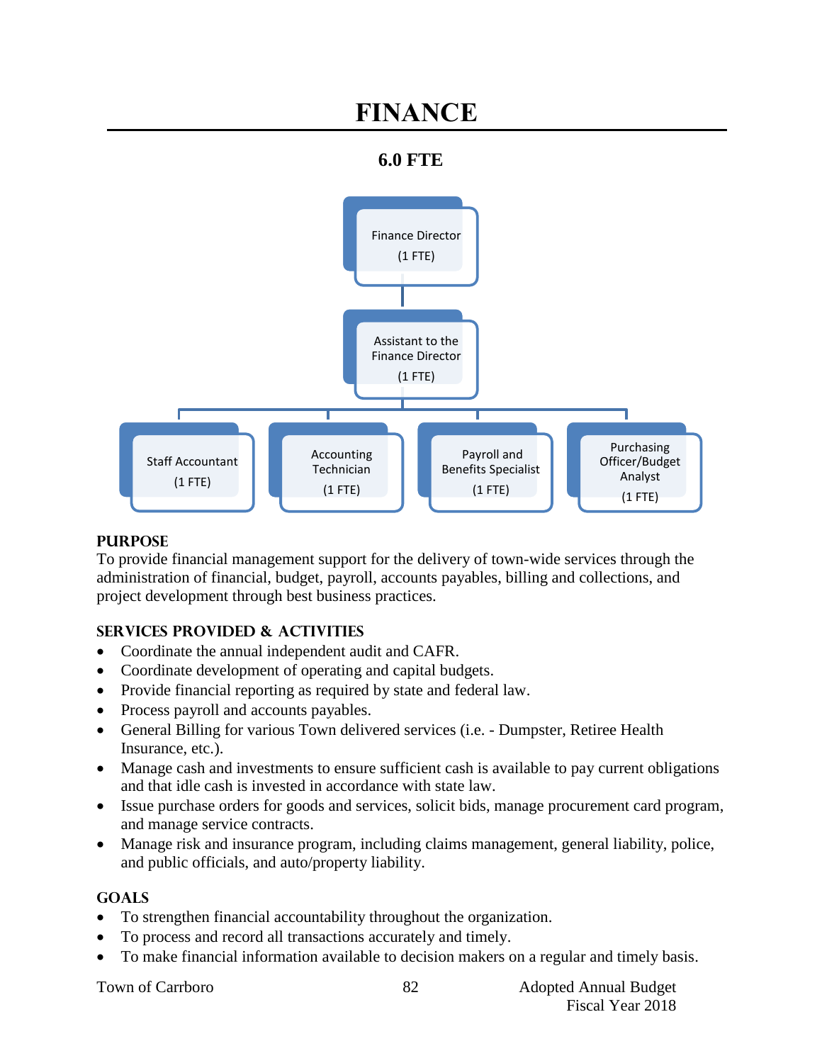# FINANCE

**6.0 FTE**

Finance Director (1 FTE)

Assistant to the Finance Director (1 FTE)

Staff Accountant (1 FTE)

Accounting Technician (1 FTE)

Payroll and Benefits Specialist (1 FTE)

Purchasing Officer/Budget Analyst (1 FTE)

## PURPOSE

To provide financial management support for the delivery of town-wide services through the administration of financial, budget, payroll, accounts payables, billing and collections, and project development through best business practices.

## SERVICES PROVIDED & ACTIVITIES

- Coordinate the annual independent audit and CAFR.
- Coordinate development of operating and capital budgets.
- Provide financial reporting as required by state and federal law.
- Process payroll and accounts payables.
- General Billing for various Town delivered services (i.e. - Dumpster, Retiree Health Insurance, etc.).
- Manage cash and investments to ensure sufficient cash is available to pay current obligations and that idle cash is invested in accordance with state law.
- Issue purchase orders for goods and services, solicit bids, manage procurement card program, and manage service contracts.
- Manage risk and insurance program, including claims management, general liability, police, and public officials, and auto/property liability.

## GOALS

- To strengthen financial accountability throughout the organization.
- To process and record all transactions accurately and timely.
- To make financial information available to decision makers on a regular and timely basis.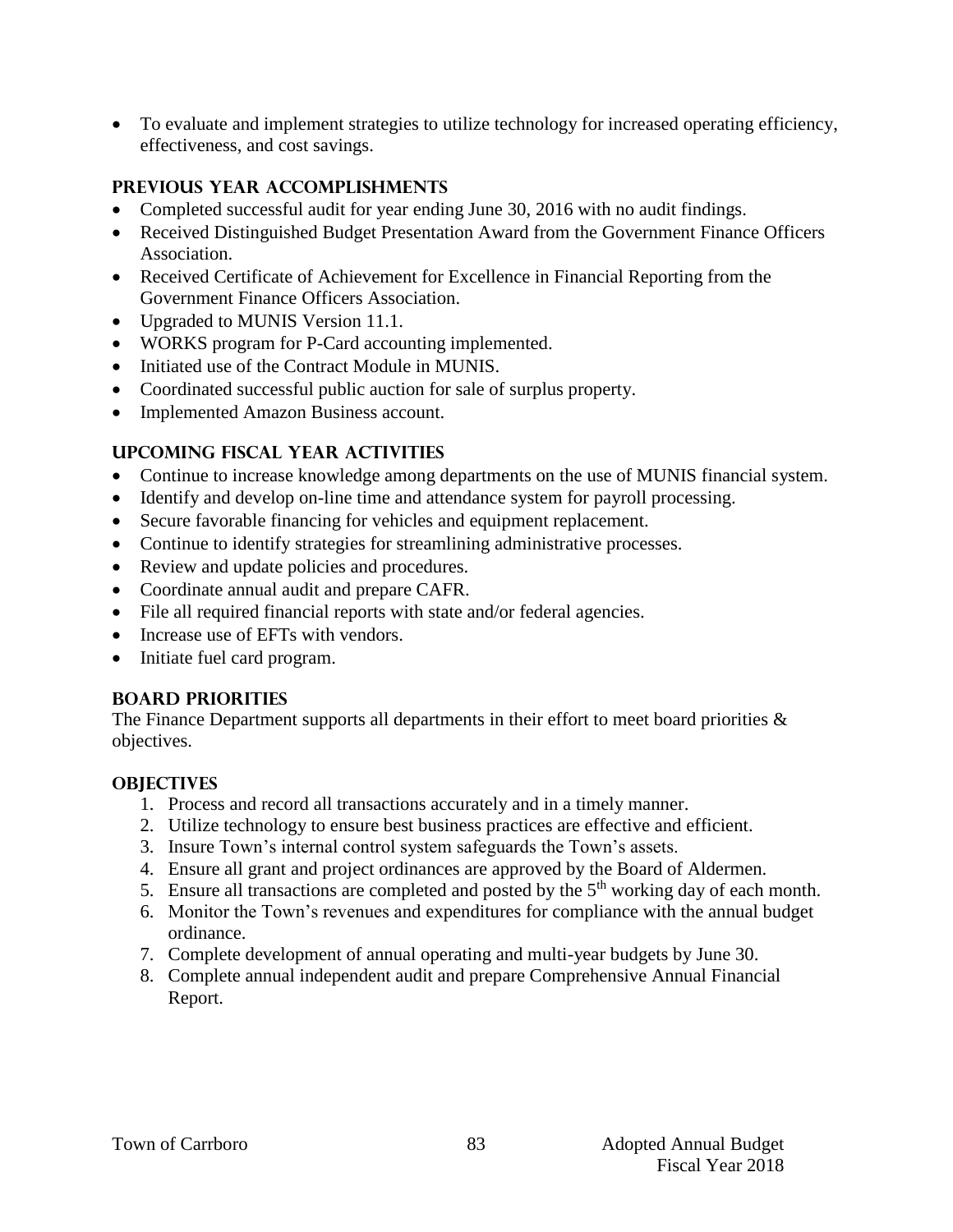- To evaluate and implement strategies to utilize technology for increased operating efficiency, effectiveness, and cost savings.

## PREVIOUS YEAR ACCOMPLISHMENTS

- Completed successful audit for year ending June 30, 2016 with no audit findings.
- Received Distinguished Budget Presentation Award from the Government Finance Officers Association.
- Received Certificate of Achievement for Excellence in Financial Reporting from the Government Finance Officers Association.
- Upgraded to MUNIS Version 11.1.
- WORKS program for P-Card accounting implemented.
- Initiated use of the Contract Module in MUNIS.
- Coordinated successful public auction for sale of surplus property.
- Implemented Amazon Business account.

## UPCOMING FISCAL YEAR ACTIVITIES

- Continue to increase knowledge among departments on the use of MUNIS financial system.
- Identify and develop on-line time and attendance system for payroll processing.
- Secure favorable financing for vehicles and equipment replacement.
- Continue to identify strategies for streamlining administrative processes.
- Review and update policies and procedures.
- Coordinate annual audit and prepare CAFR.
- File all required financial reports with state and/or federal agencies.
- Increase use of EFTs with vendors.
- Initiate fuel card program.

## BOARD PRIORITIES

The Finance Department supports all departments in their effort to meet board priorities & objectives.

## OBJECTIVES

1. Process and record all transactions accurately and in a timely manner.
2. Utilize technology to ensure best business practices are effective and efficient.
3. Insure Town's internal control system safeguards the Town's assets.
4. Ensure all grant and project ordinances are approved by the Board of Aldermen.
5. Ensure all transactions are completed and posted by the 5th working day of each month.
6. Monitor the Town's revenues and expenditures for compliance with the annual budget ordinance.
7. Complete development of annual operating and multi-year budgets by June 30.
8. Complete annual independent audit and prepare Comprehensive Annual Financial Report.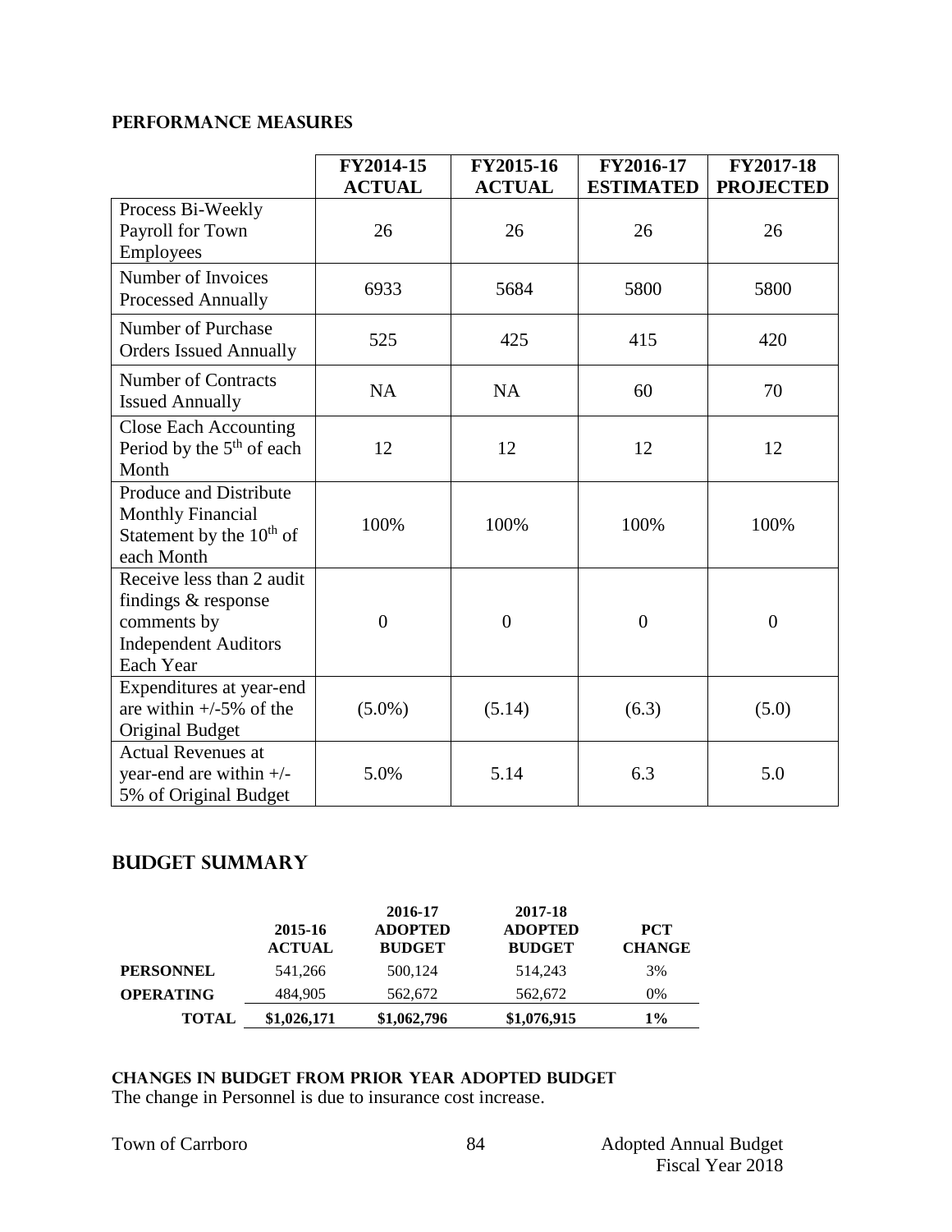## PERFORMANCE MEASURES

| | FY2014-15 ACTUAL | FY2015-16 ACTUAL | FY2016-17 ESTIMATED | FY2017-18 PROJECTED |
|---|---|---|---|---|
| Process Bi-Weekly Payroll for Town Employees | 26 | 26 | 26 | 26 |
| Number of Invoices Processed Annually | 6933 | 5684 | 5800 | 5800 |
| Number of Purchase Orders Issued Annually | 525 | 425 | 415 | 420 |
| Number of Contracts Issued Annually | NA | NA | 60 | 70 |
| Close Each Accounting Period by the 5th of each Month | 12 | 12 | 12 | 12 |
| Produce and Distribute Monthly Financial Statement by the 10th of each Month | 100% | 100% | 100% | 100% |
| Receive less than 2 audit findings & response comments by Independent Auditors Each Year | 0 | 0 | 0 | 0 |
| Expenditures at year-end are within +/-5% of the Original Budget | (5.0%) | (5.14) | (6.3) | (5.0) |
| Actual Revenues at year-end are within +/- 5% of Original Budget | 5.0% | 5.14 | 6.3 | 5.0 |

## BUDGET SUMMARY

| | 2015-16 ACTUAL | 2016-17 ADOPTED BUDGET | 2017-18 ADOPTED BUDGET | PCT CHANGE |
|---|---|---|---|---|
| **PERSONNEL** | 541,266 | 500,124 | 514,243 | 3% |
| **OPERATING** | 484,905 | 562,672 | 562,672 | 0% |
| **TOTAL** | **$1,026,171** | **$1,062,796** | **$1,076,915** | **1%** |

### CHANGES IN BUDGET FROM PRIOR YEAR ADOPTED BUDGET

The change in Personnel is due to insurance cost increase.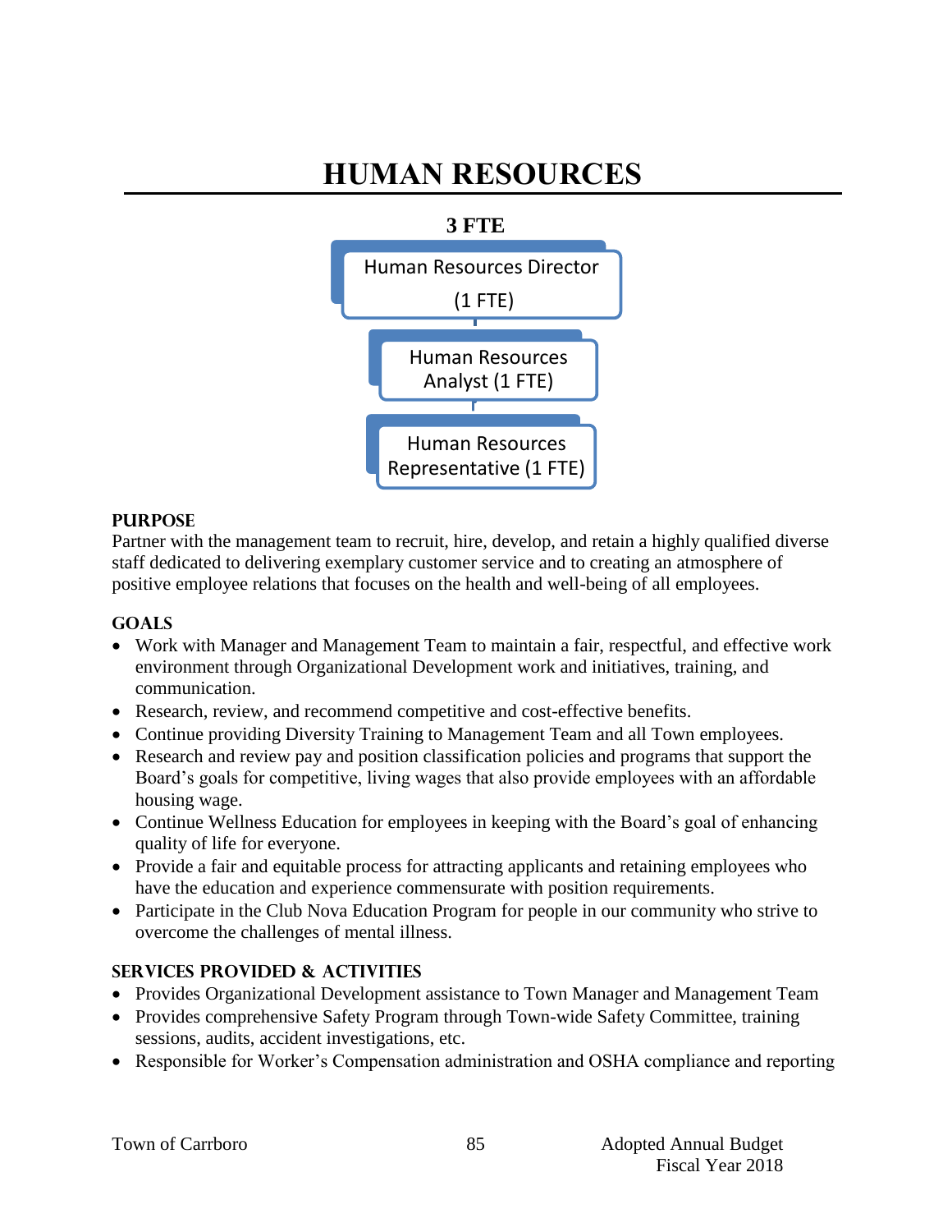# HUMAN RESOURCES

**3 FTE**

Human Resources Director (1 FTE)

Human Resources Analyst (1 FTE)

Human Resources Representative (1 FTE)

## PURPOSE

Partner with the management team to recruit, hire, develop, and retain a highly qualified diverse staff dedicated to delivering exemplary customer service and to creating an atmosphere of positive employee relations that focuses on the health and well-being of all employees.

## GOALS

- Work with Manager and Management Team to maintain a fair, respectful, and effective work environment through Organizational Development work and initiatives, training, and communication.
- Research, review, and recommend competitive and cost-effective benefits.
- Continue providing Diversity Training to Management Team and all Town employees.
- Research and review pay and position classification policies and programs that support the Board's goals for competitive, living wages that also provide employees with an affordable housing wage.
- Continue Wellness Education for employees in keeping with the Board's goal of enhancing quality of life for everyone.
- Provide a fair and equitable process for attracting applicants and retaining employees who have the education and experience commensurate with position requirements.
- Participate in the Club Nova Education Program for people in our community who strive to overcome the challenges of mental illness.

## SERVICES PROVIDED & ACTIVITIES

- Provides Organizational Development assistance to Town Manager and Management Team
- Provides comprehensive Safety Program through Town-wide Safety Committee, training sessions, audits, accident investigations, etc.
- Responsible for Worker's Compensation administration and OSHA compliance and reporting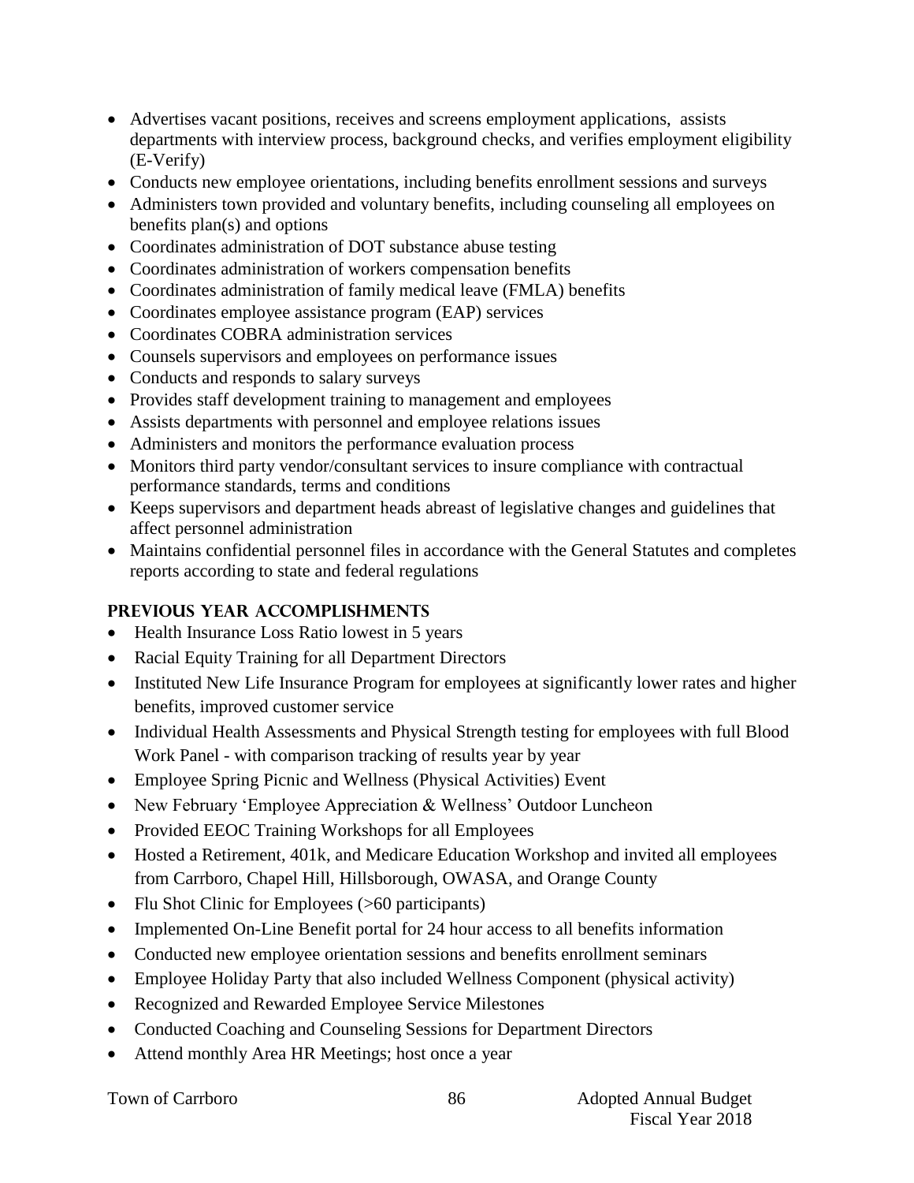- Advertises vacant positions, receives and screens employment applications, assists departments with interview process, background checks, and verifies employment eligibility (E-Verify)
- Conducts new employee orientations, including benefits enrollment sessions and surveys
- Administers town provided and voluntary benefits, including counseling all employees on benefits plan(s) and options
- Coordinates administration of DOT substance abuse testing
- Coordinates administration of workers compensation benefits
- Coordinates administration of family medical leave (FMLA) benefits
- Coordinates employee assistance program (EAP) services
- Coordinates COBRA administration services
- Counsels supervisors and employees on performance issues
- Conducts and responds to salary surveys
- Provides staff development training to management and employees
- Assists departments with personnel and employee relations issues
- Administers and monitors the performance evaluation process
- Monitors third party vendor/consultant services to insure compliance with contractual performance standards, terms and conditions
- Keeps supervisors and department heads abreast of legislative changes and guidelines that affect personnel administration
- Maintains confidential personnel files in accordance with the General Statutes and completes reports according to state and federal regulations

## PREVIOUS YEAR ACCOMPLISHMENTS

- Health Insurance Loss Ratio lowest in 5 years
- Racial Equity Training for all Department Directors
- Instituted New Life Insurance Program for employees at significantly lower rates and higher benefits, improved customer service
- Individual Health Assessments and Physical Strength testing for employees with full Blood Work Panel - with comparison tracking of results year by year
- Employee Spring Picnic and Wellness (Physical Activities) Event
- New February 'Employee Appreciation & Wellness' Outdoor Luncheon
- Provided EEOC Training Workshops for all Employees
- Hosted a Retirement, 401k, and Medicare Education Workshop and invited all employees from Carrboro, Chapel Hill, Hillsborough, OWASA, and Orange County
- Flu Shot Clinic for Employees (>60 participants)
- Implemented On-Line Benefit portal for 24 hour access to all benefits information
- Conducted new employee orientation sessions and benefits enrollment seminars
- Employee Holiday Party that also included Wellness Component (physical activity)
- Recognized and Rewarded Employee Service Milestones
- Conducted Coaching and Counseling Sessions for Department Directors
- Attend monthly Area HR Meetings; host once a year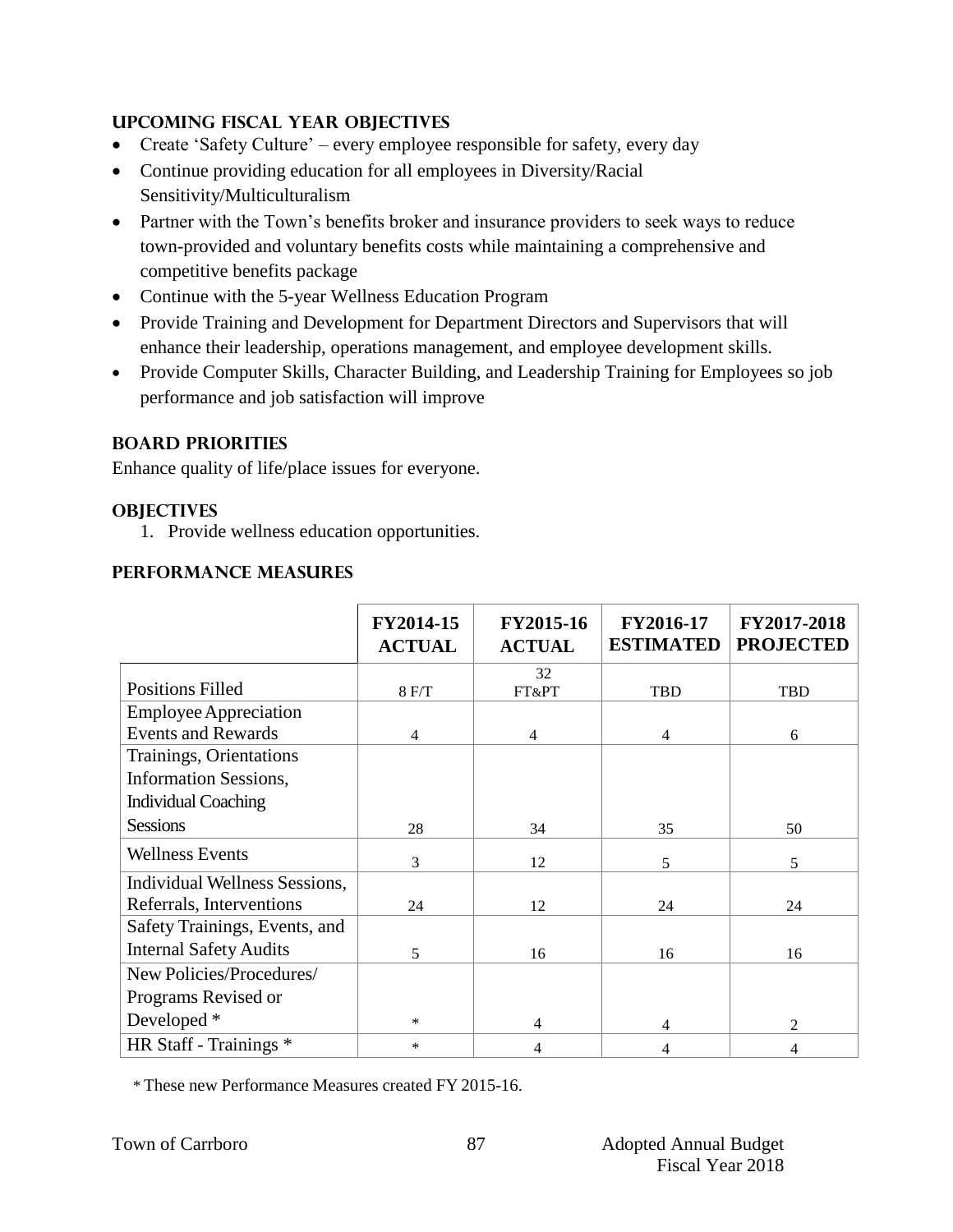## UPCOMING FISCAL YEAR OBJECTIVES

- Create 'Safety Culture' – every employee responsible for safety, every day
- Continue providing education for all employees in Diversity/Racial Sensitivity/Multiculturalism
- Partner with the Town's benefits broker and insurance providers to seek ways to reduce town-provided and voluntary benefits costs while maintaining a comprehensive and competitive benefits package
- Continue with the 5-year Wellness Education Program
- Provide Training and Development for Department Directors and Supervisors that will enhance their leadership, operations management, and employee development skills.
- Provide Computer Skills, Character Building, and Leadership Training for Employees so job performance and job satisfaction will improve

## BOARD PRIORITIES

Enhance quality of life/place issues for everyone.

## OBJECTIVES

1. Provide wellness education opportunities.

## PERFORMANCE MEASURES

| | FY2014-15 ACTUAL | FY2015-16 ACTUAL | FY2016-17 ESTIMATED | FY2017-2018 PROJECTED |
|---|---|---|---|---|
| Positions Filled | 8 F/T | 32 FT&PT | TBD | TBD |
| Employee Appreciation Events and Rewards | 4 | 4 | 4 | 6 |
| Trainings, Orientations Information Sessions, Individual Coaching Sessions | 28 | 34 | 35 | 50 |
| Wellness Events | 3 | 12 | 5 | 5 |
| Individual Wellness Sessions, Referrals, Interventions | 24 | 12 | 24 | 24 |
| Safety Trainings, Events, and Internal Safety Audits | 5 | 16 | 16 | 16 |
| New Policies/Procedures/ Programs Revised or Developed * | * | 4 | 4 | 2 |
| HR Staff - Trainings * | * | 4 | 4 | 4 |

* These new Performance Measures created FY 2015-16.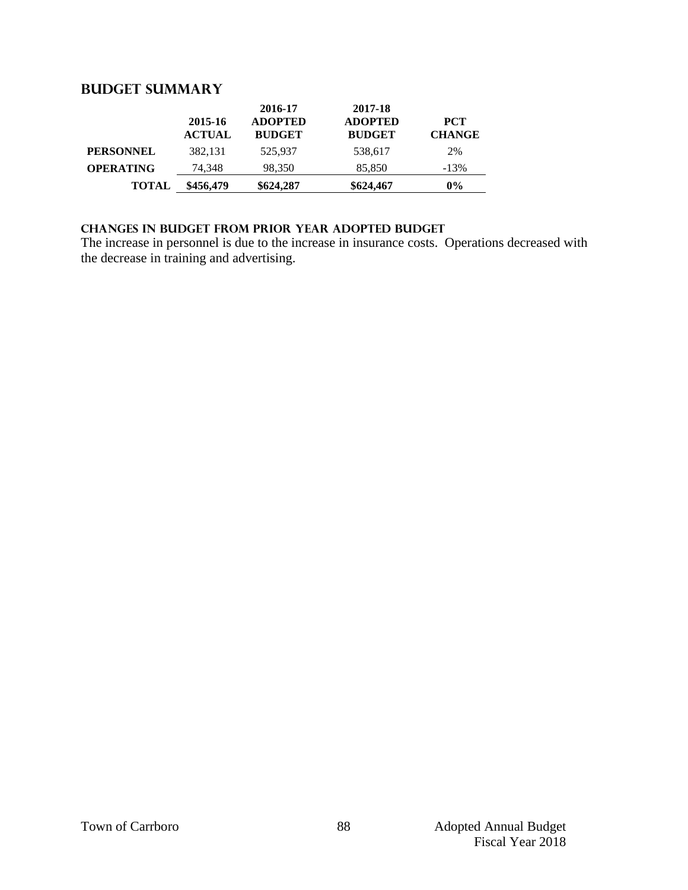## BUDGET SUMMARY

| | 2015-16 ACTUAL | 2016-17 ADOPTED BUDGET | 2017-18 ADOPTED BUDGET | PCT CHANGE |
|---|---|---|---|---|
| **PERSONNEL** | 382,131 | 525,937 | 538,617 | 2% |
| **OPERATING** | 74,348 | 98,350 | 85,850 | -13% |
| **TOTAL** | **$456,479** | **$624,287** | **$624,467** | **0%** |

### CHANGES IN BUDGET FROM PRIOR YEAR ADOPTED BUDGET

The increase in personnel is due to the increase in insurance costs. Operations decreased with the decrease in training and advertising.